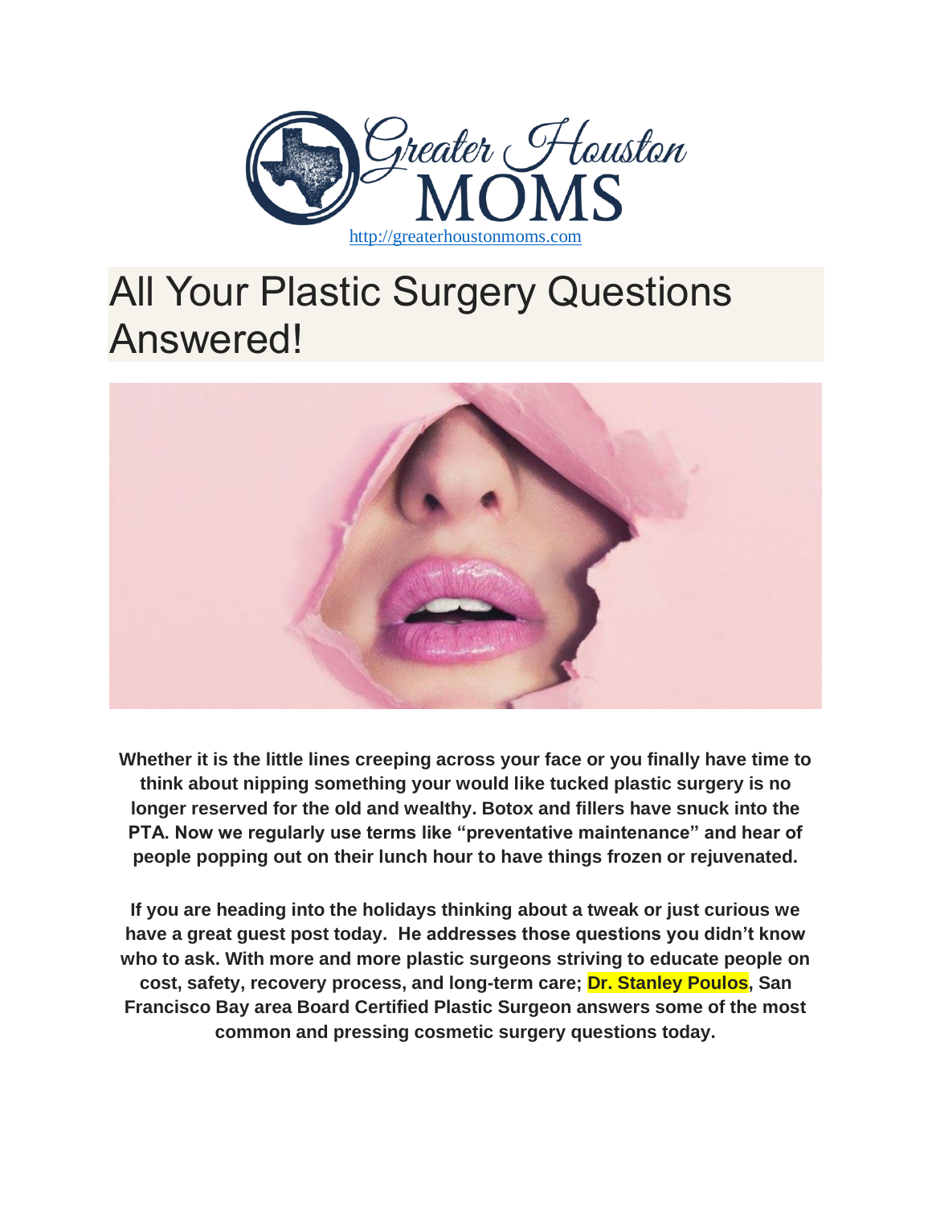http://greaterhoustonmoms.com

# All Your Plastic Surgery Questions Answered!

**Whether it is the little lines creeping across your face or you finally have time to think about nipping something your would like tucked plastic surgery is no longer reserved for the old and wealthy. Botox and fillers have snuck into the PTA. Now we regularly use terms like "preventative maintenance" and hear of people popping out on their lunch hour to have things frozen or rejuvenated.**

**If you are heading into the holidays thinking about a tweak or just curious we have a great guest post today. He addresses those questions you didn't know who to ask. With more and more plastic surgeons striving to educate people on cost, safety, recovery process, and long-term care; Dr. Stanley Poulos, San Francisco Bay area Board Certified Plastic Surgeon answers some of the most common and pressing cosmetic surgery questions today.**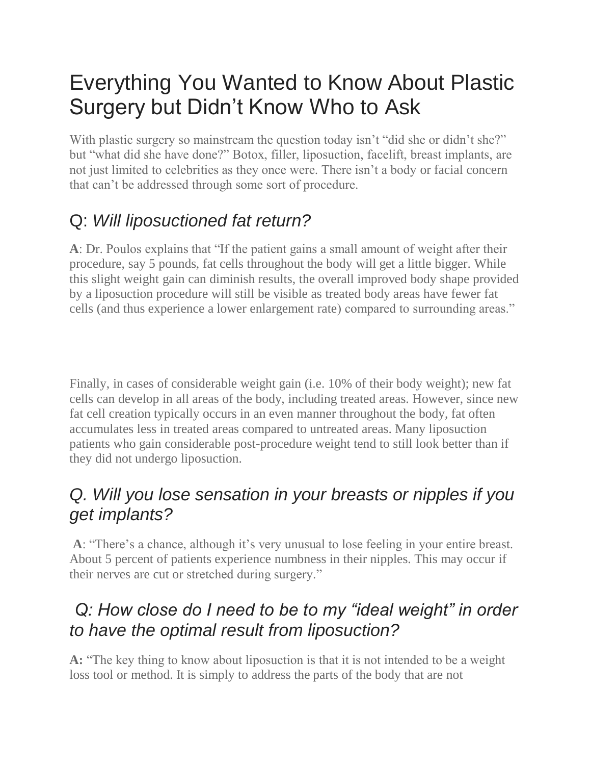# Everything You Wanted to Know About Plastic Surgery but Didn't Know Who to Ask

With plastic surgery so mainstream the question today isn't "did she or didn't she?" but "what did she have done?" Botox, filler, liposuction, facelift, breast implants, are not just limited to celebrities as they once were. There isn't a body or facial concern that can't be addressed through some sort of procedure.

## Q: *Will liposuctioned fat return?*

**A**: Dr. Poulos explains that "If the patient gains a small amount of weight after their procedure, say 5 pounds, fat cells throughout the body will get a little bigger. While this slight weight gain can diminish results, the overall improved body shape provided by a liposuction procedure will still be visible as treated body areas have fewer fat cells (and thus experience a lower enlargement rate) compared to surrounding areas."

Finally, in cases of considerable weight gain (i.e. 10% of their body weight); new fat cells can develop in all areas of the body, including treated areas. However, since new fat cell creation typically occurs in an even manner throughout the body, fat often accumulates less in treated areas compared to untreated areas. Many liposuction patients who gain considerable post-procedure weight tend to still look better than if they did not undergo liposuction.

## *Q. Will you lose sensation in your breasts or nipples if you get implants?*

**A**: "There's a chance, although it's very unusual to lose feeling in your entire breast. About 5 percent of patients experience numbness in their nipples. This may occur if their nerves are cut or stretched during surgery."

## *Q: How close do I need to be to my "ideal weight" in order to have the optimal result from liposuction?*

**A:** "The key thing to know about liposuction is that it is not intended to be a weight loss tool or method. It is simply to address the parts of the body that are not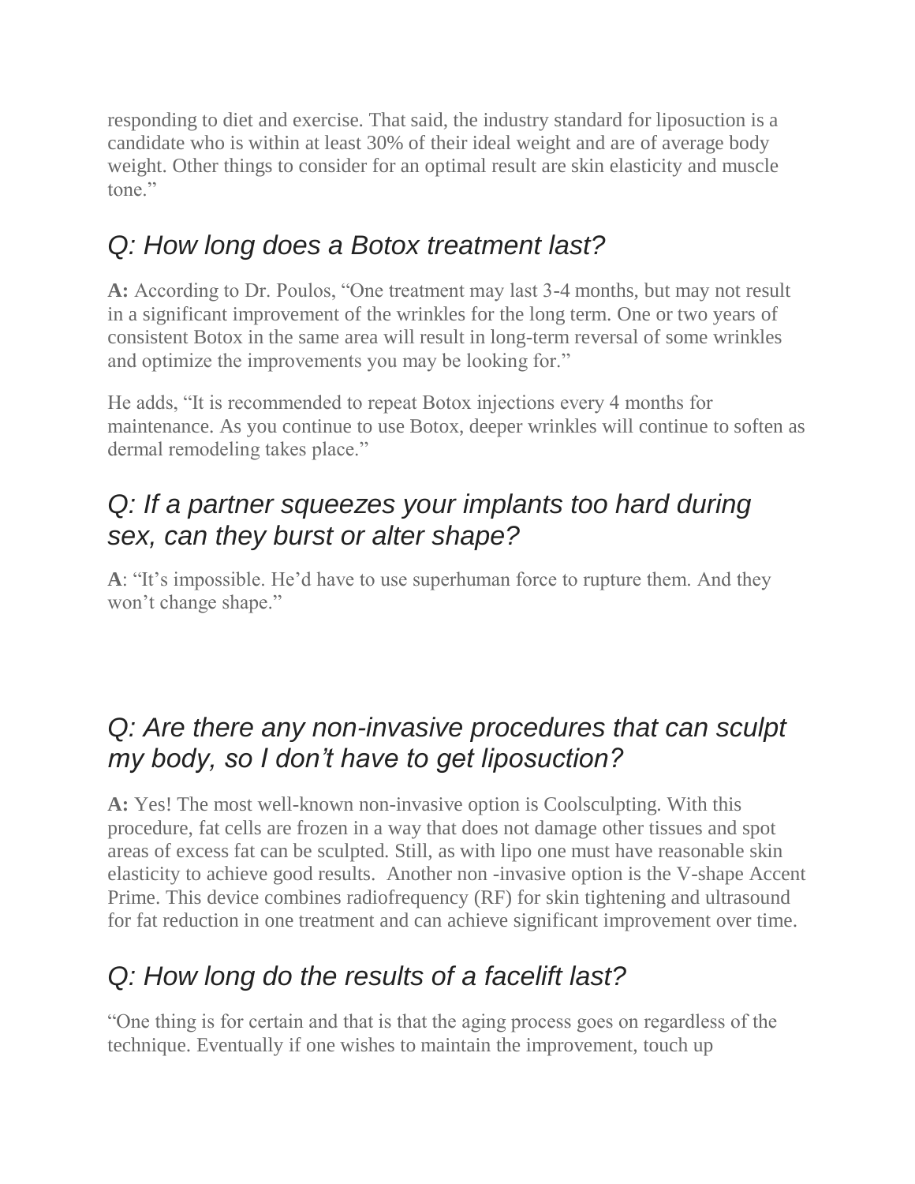responding to diet and exercise. That said, the industry standard for liposuction is a candidate who is within at least 30% of their ideal weight and are of average body weight. Other things to consider for an optimal result are skin elasticity and muscle tone."

## *Q: How long does a Botox treatment last?*

**A:** According to Dr. Poulos, "One treatment may last 3-4 months, but may not result in a significant improvement of the wrinkles for the long term. One or two years of consistent Botox in the same area will result in long-term reversal of some wrinkles and optimize the improvements you may be looking for."

He adds, "It is recommended to repeat Botox injections every 4 months for maintenance. As you continue to use Botox, deeper wrinkles will continue to soften as dermal remodeling takes place."

## *Q: If a partner squeezes your implants too hard during sex, can they burst or alter shape?*

**A**: "It's impossible. He'd have to use superhuman force to rupture them. And they won't change shape."

## *Q: Are there any non-invasive procedures that can sculpt my body, so I don't have to get liposuction?*

**A:** Yes! The most well-known non-invasive option is Coolsculpting. With this procedure, fat cells are frozen in a way that does not damage other tissues and spot areas of excess fat can be sculpted. Still, as with lipo one must have reasonable skin elasticity to achieve good results. Another non -invasive option is the V-shape Accent Prime. This device combines radiofrequency (RF) for skin tightening and ultrasound for fat reduction in one treatment and can achieve significant improvement over time.

## *Q: How long do the results of a facelift last?*

"One thing is for certain and that is that the aging process goes on regardless of the technique. Eventually if one wishes to maintain the improvement, touch up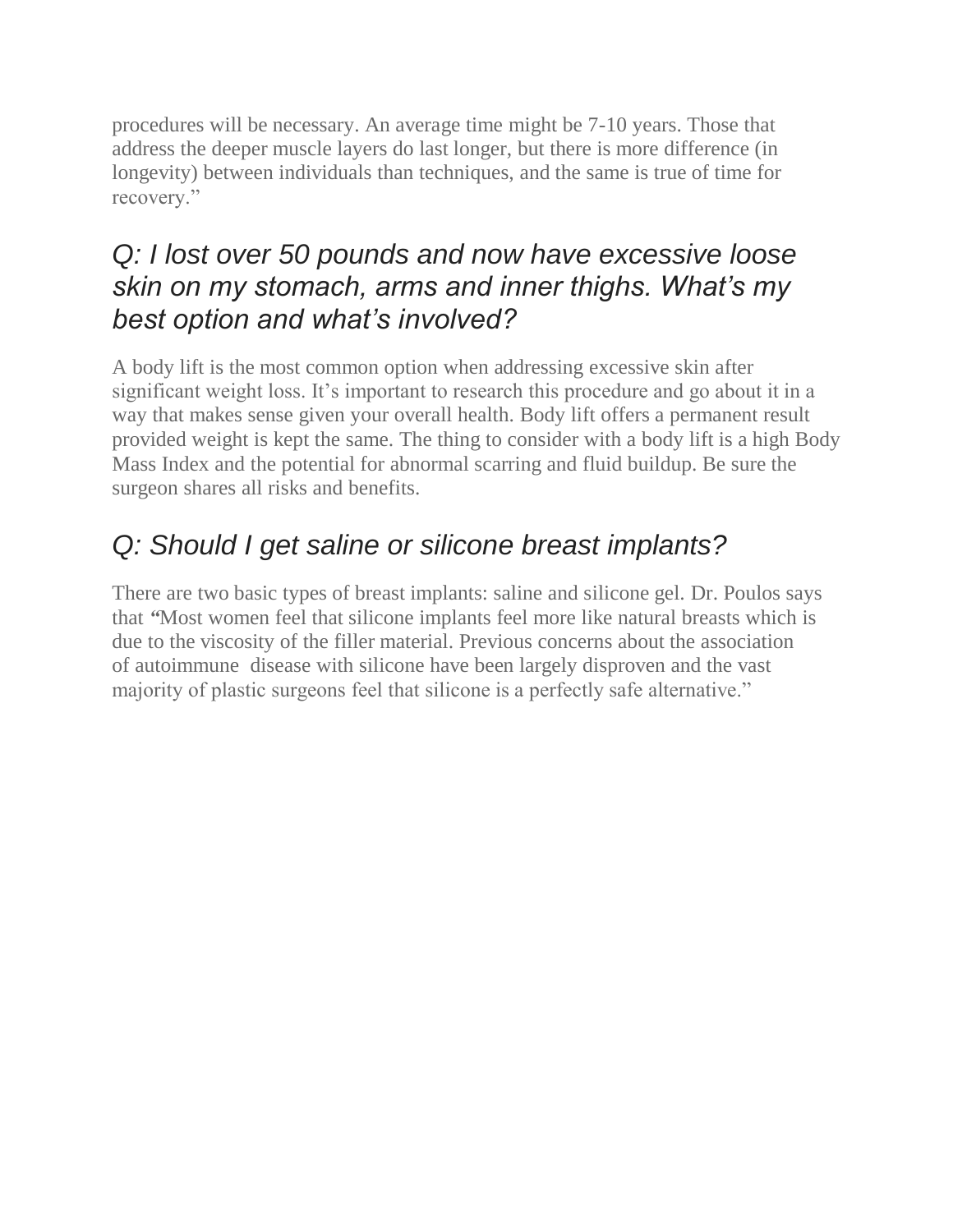procedures will be necessary. An average time might be 7-10 years. Those that address the deeper muscle layers do last longer, but there is more difference (in longevity) between individuals than techniques, and the same is true of time for recovery."

## *Q: I lost over 50 pounds and now have excessive loose skin on my stomach, arms and inner thighs. What's my best option and what's involved?*

A body lift is the most common option when addressing excessive skin after significant weight loss. It's important to research this procedure and go about it in a way that makes sense given your overall health. Body lift offers a permanent result provided weight is kept the same. The thing to consider with a body lift is a high Body Mass Index and the potential for abnormal scarring and fluid buildup. Be sure the surgeon shares all risks and benefits.

## *Q: Should I get saline or silicone breast implants?*

There are two basic types of breast implants: saline and silicone gel. Dr. Poulos says that "Most women feel that silicone implants feel more like natural breasts which is due to the viscosity of the filler material. Previous concerns about the association of autoimmune disease with silicone have been largely disproven and the vast majority of plastic surgeons feel that silicone is a perfectly safe alternative."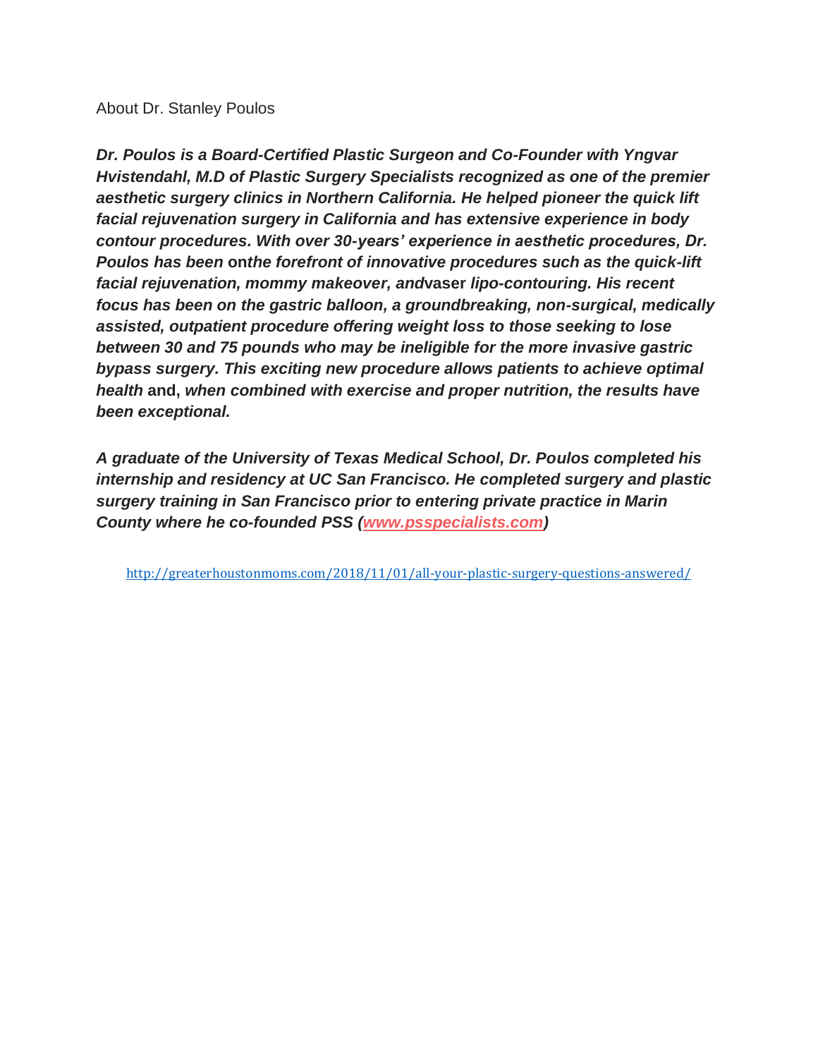About Dr. Stanley Poulos

***Dr. Poulos is a Board-Certified Plastic Surgeon and Co-Founder with Yngvar Hvistendahl, M.D of Plastic Surgery Specialists recognized as one of the premier aesthetic surgery clinics in Northern California. He helped pioneer the quick lift facial rejuvenation surgery in California and has extensive experience in body contour procedures. With over 30-years' experience in aesthetic procedures, Dr. Poulos has been*** **on*****the forefront of innovative procedures such as the quick-lift facial rejuvenation, mommy makeover, and*****vaser** ***lipo-contouring. His recent focus has been on the gastric balloon, a groundbreaking, non-surgical, medically assisted, outpatient procedure offering weight loss to those seeking to lose between 30 and 75 pounds who may be ineligible for the more invasive gastric bypass surgery. This exciting new procedure allows patients to achieve optimal health*** **and,** ***when combined with exercise and proper nutrition, the results have been exceptional.***

***A graduate of the University of Texas Medical School, Dr. Poulos completed his internship and residency at UC San Francisco. He completed surgery and plastic surgery training in San Francisco prior to entering private practice in Marin County where he co-founded PSS (www.psspecialists.com)***

http://greaterhoustonmoms.com/2018/11/01/all-your-plastic-surgery-questions-answered/